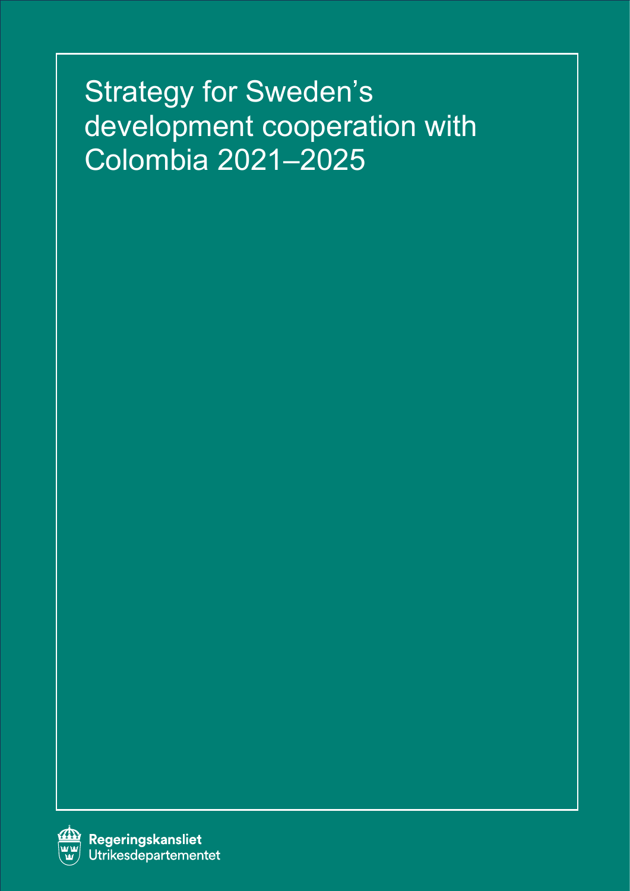# Strategy for Sweden's development cooperation with Colombia 2021–2025

**Regeringskansliet**
Utrikesdepartementet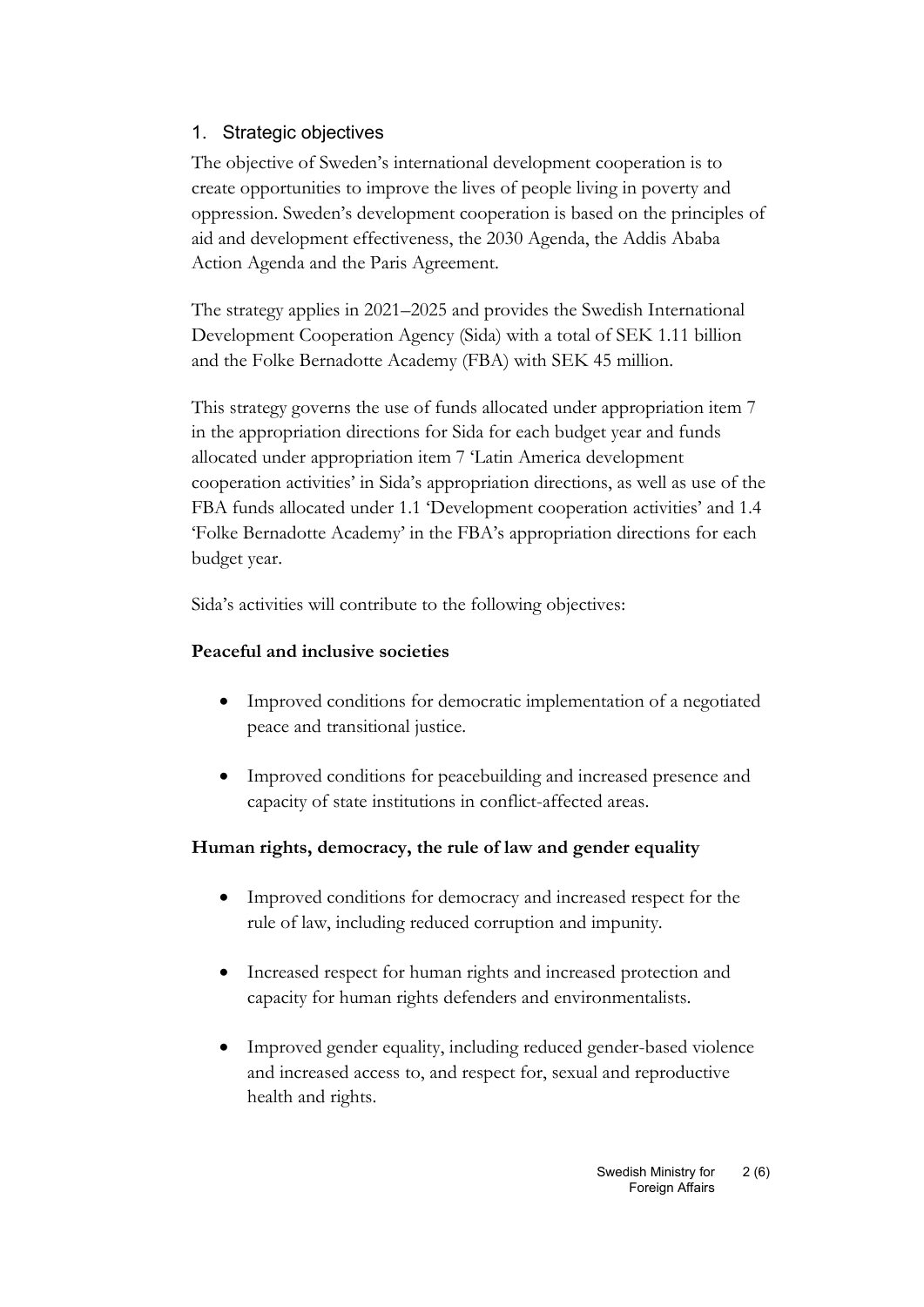## 1. Strategic objectives

The objective of Sweden's international development cooperation is to create opportunities to improve the lives of people living in poverty and oppression. Sweden's development cooperation is based on the principles of aid and development effectiveness, the 2030 Agenda, the Addis Ababa Action Agenda and the Paris Agreement.

The strategy applies in 2021–2025 and provides the Swedish International Development Cooperation Agency (Sida) with a total of SEK 1.11 billion and the Folke Bernadotte Academy (FBA) with SEK 45 million.

This strategy governs the use of funds allocated under appropriation item 7 in the appropriation directions for Sida for each budget year and funds allocated under appropriation item 7 'Latin America development cooperation activities' in Sida's appropriation directions, as well as use of the FBA funds allocated under 1.1 'Development cooperation activities' and 1.4 'Folke Bernadotte Academy' in the FBA's appropriation directions for each budget year.

Sida's activities will contribute to the following objectives:

**Peaceful and inclusive societies**

- Improved conditions for democratic implementation of a negotiated peace and transitional justice.
- Improved conditions for peacebuilding and increased presence and capacity of state institutions in conflict-affected areas.

**Human rights, democracy, the rule of law and gender equality**

- Improved conditions for democracy and increased respect for the rule of law, including reduced corruption and impunity.
- Increased respect for human rights and increased protection and capacity for human rights defenders and environmentalists.
- Improved gender equality, including reduced gender-based violence and increased access to, and respect for, sexual and reproductive health and rights.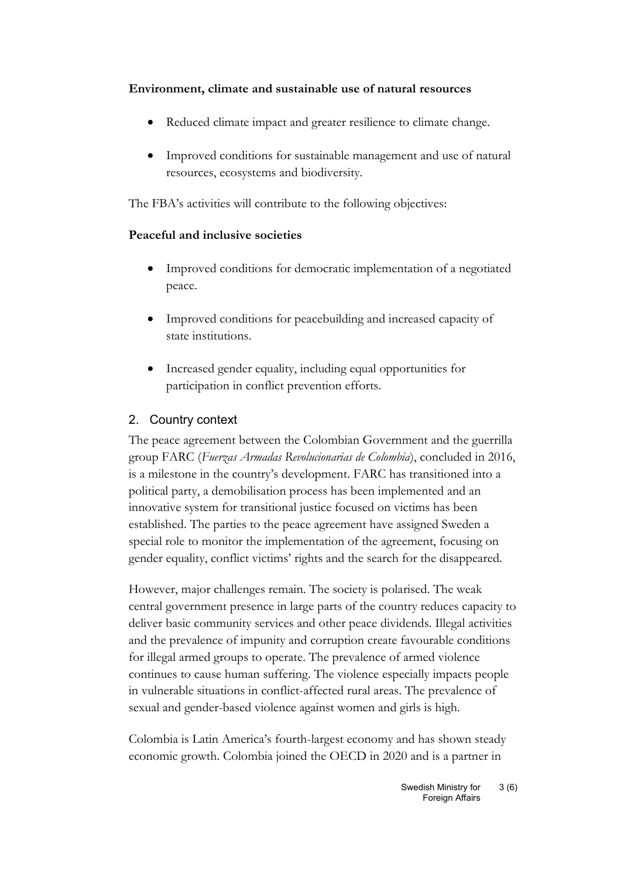**Environment, climate and sustainable use of natural resources**

- Reduced climate impact and greater resilience to climate change.
- Improved conditions for sustainable management and use of natural resources, ecosystems and biodiversity.

The FBA's activities will contribute to the following objectives:

**Peaceful and inclusive societies**

- Improved conditions for democratic implementation of a negotiated peace.
- Improved conditions for peacebuilding and increased capacity of state institutions.
- Increased gender equality, including equal opportunities for participation in conflict prevention efforts.

## 2. Country context

The peace agreement between the Colombian Government and the guerrilla group FARC (*Fuerzas Armadas Revolucionarias de Colombia*), concluded in 2016, is a milestone in the country's development. FARC has transitioned into a political party, a demobilisation process has been implemented and an innovative system for transitional justice focused on victims has been established. The parties to the peace agreement have assigned Sweden a special role to monitor the implementation of the agreement, focusing on gender equality, conflict victims' rights and the search for the disappeared.

However, major challenges remain. The society is polarised. The weak central government presence in large parts of the country reduces capacity to deliver basic community services and other peace dividends. Illegal activities and the prevalence of impunity and corruption create favourable conditions for illegal armed groups to operate. The prevalence of armed violence continues to cause human suffering. The violence especially impacts people in vulnerable situations in conflict-affected rural areas. The prevalence of sexual and gender-based violence against women and girls is high.

Colombia is Latin America's fourth-largest economy and has shown steady economic growth. Colombia joined the OECD in 2020 and is a partner in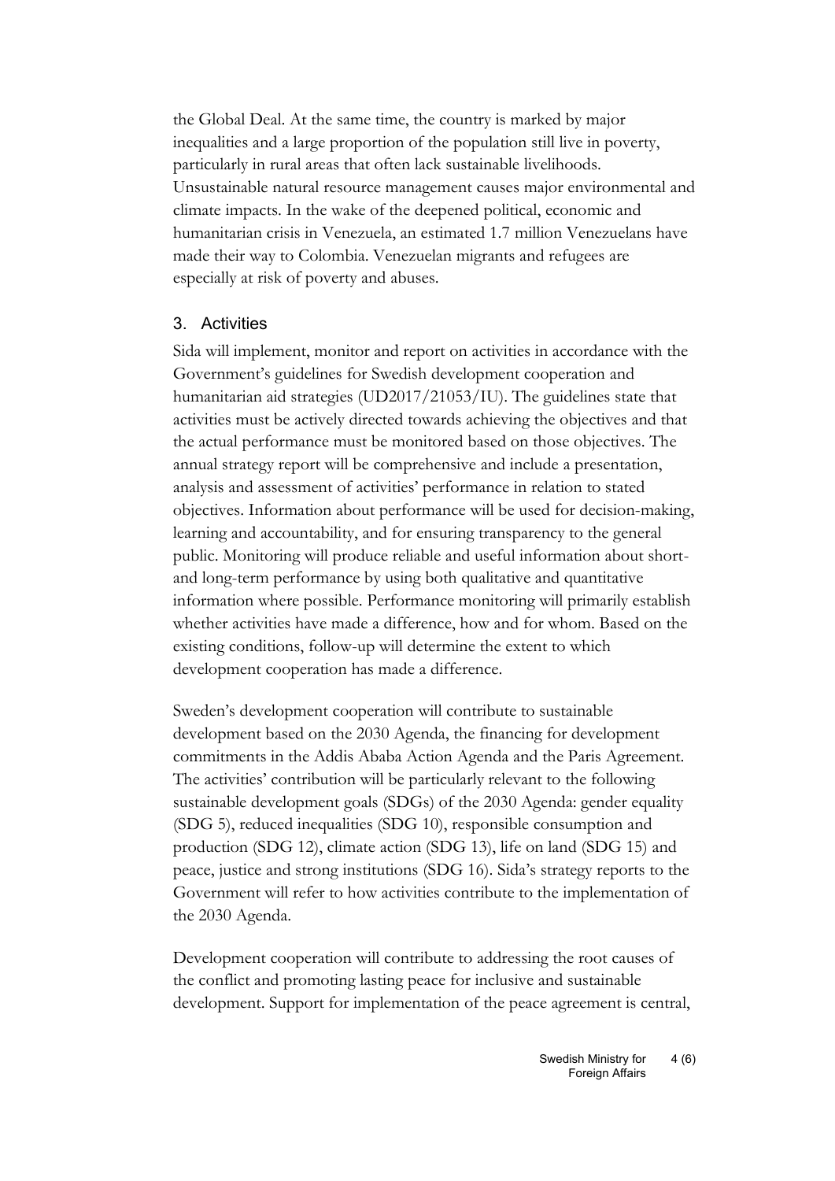the Global Deal. At the same time, the country is marked by major inequalities and a large proportion of the population still live in poverty, particularly in rural areas that often lack sustainable livelihoods. Unsustainable natural resource management causes major environmental and climate impacts. In the wake of the deepened political, economic and humanitarian crisis in Venezuela, an estimated 1.7 million Venezuelans have made their way to Colombia. Venezuelan migrants and refugees are especially at risk of poverty and abuses.

## 3. Activities

Sida will implement, monitor and report on activities in accordance with the Government's guidelines for Swedish development cooperation and humanitarian aid strategies (UD2017/21053/IU). The guidelines state that activities must be actively directed towards achieving the objectives and that the actual performance must be monitored based on those objectives. The annual strategy report will be comprehensive and include a presentation, analysis and assessment of activities' performance in relation to stated objectives. Information about performance will be used for decision-making, learning and accountability, and for ensuring transparency to the general public. Monitoring will produce reliable and useful information about short- and long-term performance by using both qualitative and quantitative information where possible. Performance monitoring will primarily establish whether activities have made a difference, how and for whom. Based on the existing conditions, follow-up will determine the extent to which development cooperation has made a difference.

Sweden's development cooperation will contribute to sustainable development based on the 2030 Agenda, the financing for development commitments in the Addis Ababa Action Agenda and the Paris Agreement. The activities' contribution will be particularly relevant to the following sustainable development goals (SDGs) of the 2030 Agenda: gender equality (SDG 5), reduced inequalities (SDG 10), responsible consumption and production (SDG 12), climate action (SDG 13), life on land (SDG 15) and peace, justice and strong institutions (SDG 16). Sida's strategy reports to the Government will refer to how activities contribute to the implementation of the 2030 Agenda.

Development cooperation will contribute to addressing the root causes of the conflict and promoting lasting peace for inclusive and sustainable development. Support for implementation of the peace agreement is central,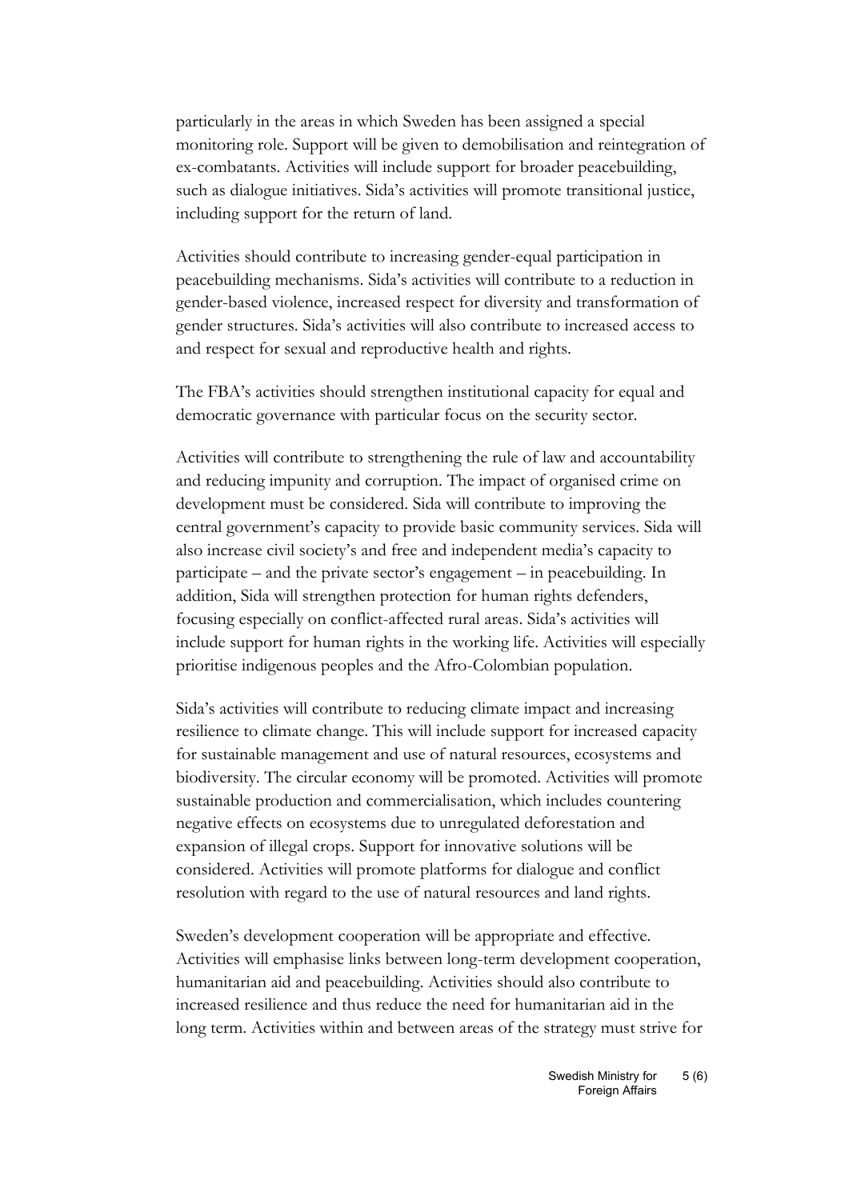particularly in the areas in which Sweden has been assigned a special monitoring role. Support will be given to demobilisation and reintegration of ex-combatants. Activities will include support for broader peacebuilding, such as dialogue initiatives. Sida's activities will promote transitional justice, including support for the return of land.

Activities should contribute to increasing gender-equal participation in peacebuilding mechanisms. Sida's activities will contribute to a reduction in gender-based violence, increased respect for diversity and transformation of gender structures. Sida's activities will also contribute to increased access to and respect for sexual and reproductive health and rights.

The FBA's activities should strengthen institutional capacity for equal and democratic governance with particular focus on the security sector.

Activities will contribute to strengthening the rule of law and accountability and reducing impunity and corruption. The impact of organised crime on development must be considered. Sida will contribute to improving the central government's capacity to provide basic community services. Sida will also increase civil society's and free and independent media's capacity to participate – and the private sector's engagement – in peacebuilding. In addition, Sida will strengthen protection for human rights defenders, focusing especially on conflict-affected rural areas. Sida's activities will include support for human rights in the working life. Activities will especially prioritise indigenous peoples and the Afro-Colombian population.

Sida's activities will contribute to reducing climate impact and increasing resilience to climate change. This will include support for increased capacity for sustainable management and use of natural resources, ecosystems and biodiversity. The circular economy will be promoted. Activities will promote sustainable production and commercialisation, which includes countering negative effects on ecosystems due to unregulated deforestation and expansion of illegal crops. Support for innovative solutions will be considered. Activities will promote platforms for dialogue and conflict resolution with regard to the use of natural resources and land rights.

Sweden's development cooperation will be appropriate and effective. Activities will emphasise links between long-term development cooperation, humanitarian aid and peacebuilding. Activities should also contribute to increased resilience and thus reduce the need for humanitarian aid in the long term. Activities within and between areas of the strategy must strive for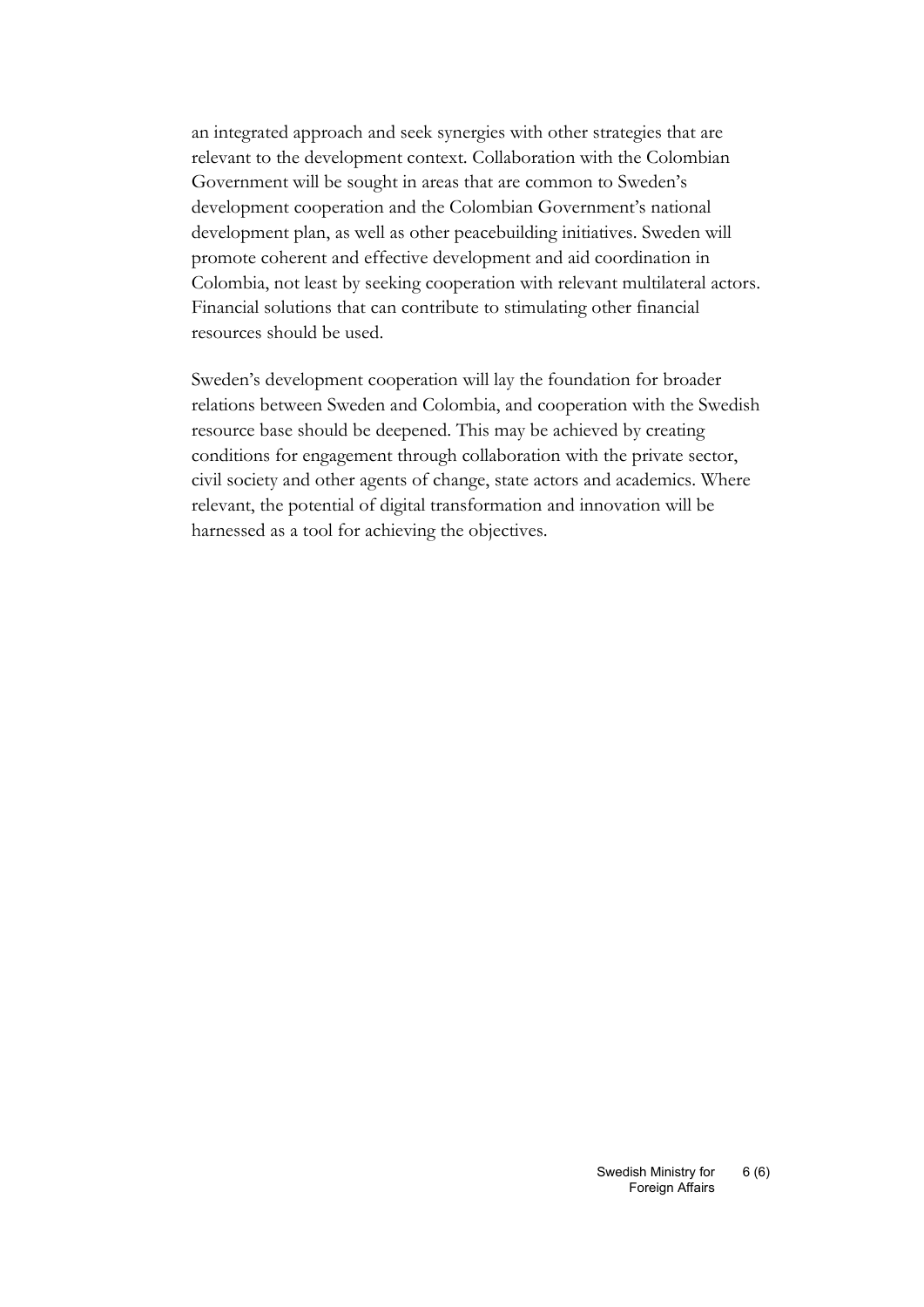an integrated approach and seek synergies with other strategies that are relevant to the development context. Collaboration with the Colombian Government will be sought in areas that are common to Sweden's development cooperation and the Colombian Government's national development plan, as well as other peacebuilding initiatives. Sweden will promote coherent and effective development and aid coordination in Colombia, not least by seeking cooperation with relevant multilateral actors. Financial solutions that can contribute to stimulating other financial resources should be used.

Sweden's development cooperation will lay the foundation for broader relations between Sweden and Colombia, and cooperation with the Swedish resource base should be deepened. This may be achieved by creating conditions for engagement through collaboration with the private sector, civil society and other agents of change, state actors and academics. Where relevant, the potential of digital transformation and innovation will be harnessed as a tool for achieving the objectives.